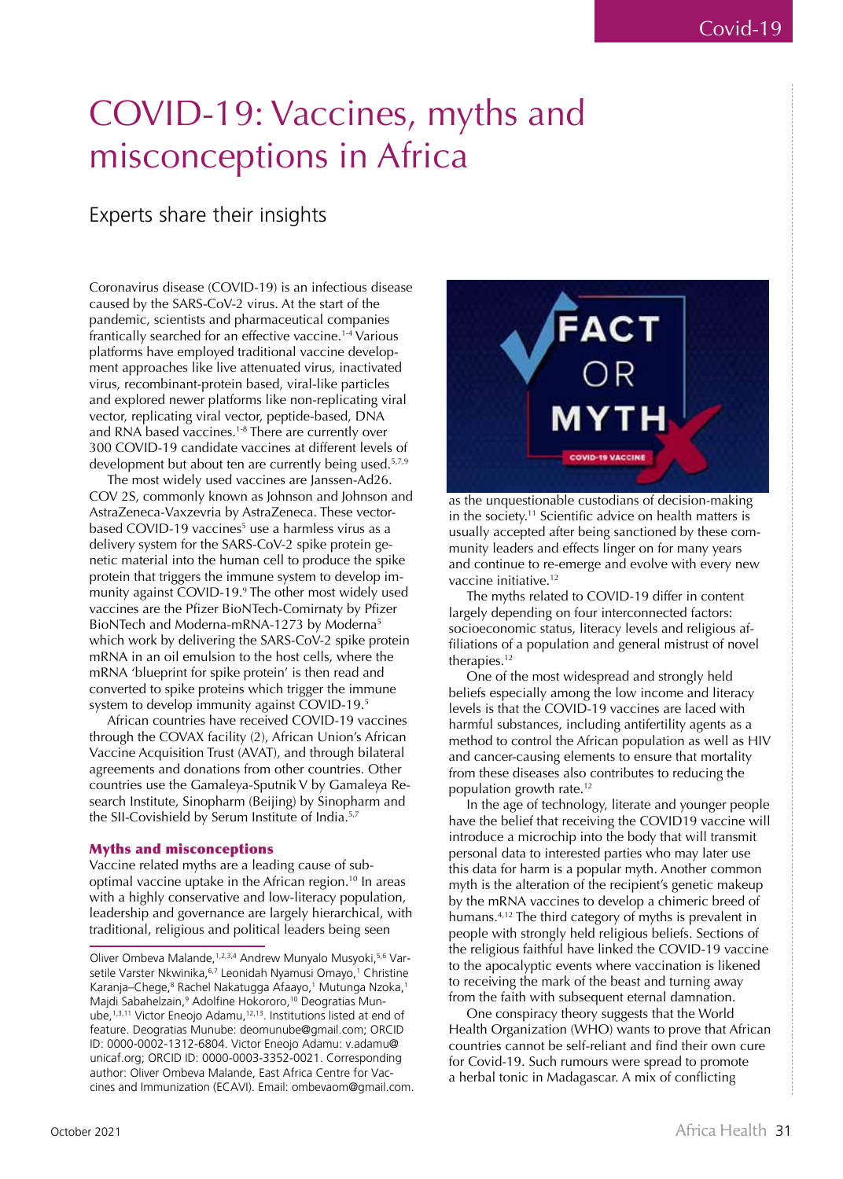# COVID-19: Vaccines, myths and misconceptions in Africa

## Experts share their insights

Coronavirus disease (COVID-19) is an infectious disease caused by the SARS-CoV-2 virus. At the start of the pandemic, scientists and pharmaceutical companies frantically searched for an effective vaccine.[1-4] Various platforms have employed traditional vaccine development approaches like live attenuated virus, inactivated virus, recombinant-protein based, viral-like particles and explored newer platforms like non-replicating viral vector, replicating viral vector, peptide-based, DNA and RNA based vaccines.[1-8] There are currently over 300 COVID-19 candidate vaccines at different levels of development but about ten are currently being used.[5,7,9]

The most widely used vaccines are Janssen-Ad26. COV 2S, commonly known as Johnson and Johnson and AstraZeneca-Vaxzevria by AstraZeneca. These vector-based COVID-19 vaccines[5] use a harmless virus as a delivery system for the SARS-CoV-2 spike protein genetic material into the human cell to produce the spike protein that triggers the immune system to develop immunity against COVID-19.[9] The other most widely used vaccines are the Pfizer BioNTech-Comirnaty by Pfizer BioNTech and Moderna-mRNA-1273 by Moderna[5] which work by delivering the SARS-CoV-2 spike protein mRNA in an oil emulsion to the host cells, where the mRNA 'blueprint for spike protein' is then read and converted to spike proteins which trigger the immune system to develop immunity against COVID-19.[5]

African countries have received COVID-19 vaccines through the COVAX facility (2), African Union's African Vaccine Acquisition Trust (AVAT), and through bilateral agreements and donations from other countries. Other countries use the Gamaleya-Sputnik V by Gamaleya Research Institute, Sinopharm (Beijing) by Sinopharm and the SII-Covishield by Serum Institute of India.[5,7]

### Myths and misconceptions

Vaccine related myths are a leading cause of sub-optimal vaccine uptake in the African region.[10] In areas with a highly conservative and low-literacy population, leadership and governance are largely hierarchical, with traditional, religious and political leaders being seen as the unquestionable custodians of decision-making in the society.[11] Scientific advice on health matters is usually accepted after being sanctioned by these community leaders and effects linger on for many years and continue to re-emerge and evolve with every new vaccine initiative.[12]

The myths related to COVID-19 differ in content largely depending on four interconnected factors: socioeconomic status, literacy levels and religious affiliations of a population and general mistrust of novel therapies.[12]

One of the most widespread and strongly held beliefs especially among the low income and literacy levels is that the COVID-19 vaccines are laced with harmful substances, including antifertility agents as a method to control the African population as well as HIV and cancer-causing elements to ensure that mortality from these diseases also contributes to reducing the population growth rate.[12]

In the age of technology, literate and younger people have the belief that receiving the COVID19 vaccine will introduce a microchip into the body that will transmit personal data to interested parties who may later use this data for harm is a popular myth. Another common myth is the alteration of the recipient's genetic makeup by the mRNA vaccines to develop a chimeric breed of humans.[4,12] The third category of myths is prevalent in people with strongly held religious beliefs. Sections of the religious faithful have linked the COVID-19 vaccine to the apocalyptic events where vaccination is likened to receiving the mark of the beast and turning away from the faith with subsequent eternal damnation.

One conspiracy theory suggests that the World Health Organization (WHO) wants to prove that African countries cannot be self-reliant and find their own cure for Covid-19. Such rumours were spread to promote a herbal tonic in Madagascar. A mix of conflicting

---

Oliver Ombeva Malande,[1,2,3,4] Andrew Munyalo Musyoki,[5,6] Varsetile Varster Nkwinika,[6,7] Leonidah Nyamusi Omayo,[1] Christine Karanja–Chege,[8] Rachel Nakatugga Afaayo,[1] Mutunga Nzoka,[1] Majdi Sabahelzain,[9] Adolfine Hokororo,[10] Deogratias Munube,[1,3,11] Victor Eneojo Adamu,[12,13]. Institutions listed at end of feature. Deogratias Munube: deomunube@gmail.com; ORCID ID: 0000-0002-1312-6804. Victor Eneojo Adamu: v.adamu@unicaf.org; ORCID ID: 0000-0003-3352-0021. Corresponding author: Oliver Ombeva Malande, East Africa Centre for Vaccines and Immunization (ECAVI). Email: ombevaom@gmail.com.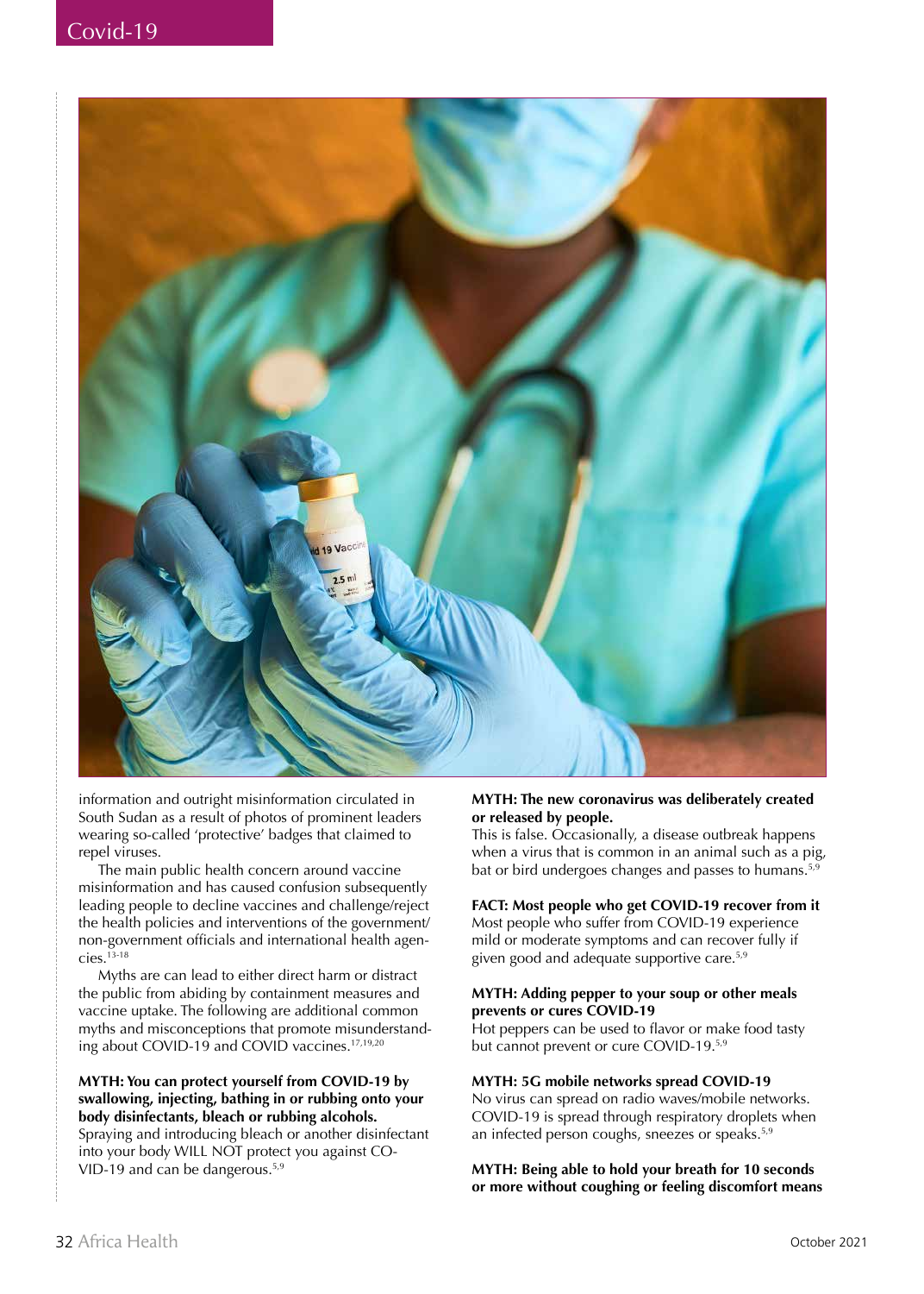information and outright misinformation circulated in South Sudan as a result of photos of prominent leaders wearing so-called 'protective' badges that claimed to repel viruses.

The main public health concern around vaccine misinformation and has caused confusion subsequently leading people to decline vaccines and challenge/reject the health policies and interventions of the government/non-government officials and international health agencies.[13-18]

Myths are can lead to either direct harm or distract the public from abiding by containment measures and vaccine uptake. The following are additional common myths and misconceptions that promote misunderstanding about COVID-19 and COVID vaccines.[17,19,20]

**MYTH: You can protect yourself from COVID-19 by swallowing, injecting, bathing in or rubbing onto your body disinfectants, bleach or rubbing alcohols.**
Spraying and introducing bleach or another disinfectant into your body WILL NOT protect you against COVID-19 and can be dangerous.[5,9]

**MYTH: The new coronavirus was deliberately created or released by people.**
This is false. Occasionally, a disease outbreak happens when a virus that is common in an animal such as a pig, bat or bird undergoes changes and passes to humans.[5,9]

**FACT: Most people who get COVID-19 recover from it**
Most people who suffer from COVID-19 experience mild or moderate symptoms and can recover fully if given good and adequate supportive care.[5,9]

**MYTH: Adding pepper to your soup or other meals prevents or cures COVID-19**
Hot peppers can be used to flavor or make food tasty but cannot prevent or cure COVID-19.[5,9]

**MYTH: 5G mobile networks spread COVID-19**
No virus can spread on radio waves/mobile networks. COVID-19 is spread through respiratory droplets when an infected person coughs, sneezes or speaks.[5,9]

**MYTH: Being able to hold your breath for 10 seconds or more without coughing or feeling discomfort means**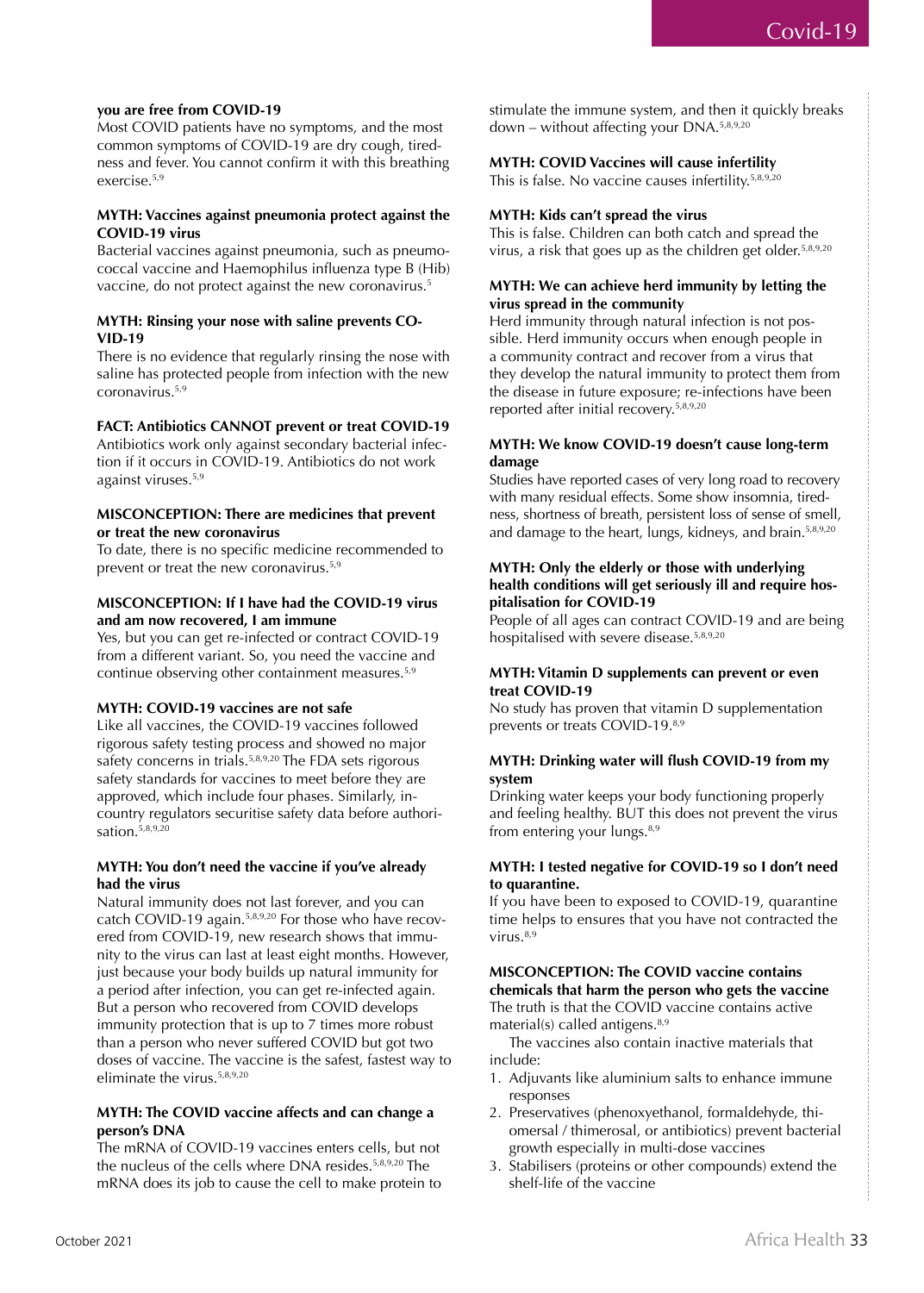**you are free from COVID-19**

Most COVID patients have no symptoms, and the most common symptoms of COVID-19 are dry cough, tiredness and fever. You cannot confirm it with this breathing exercise.[5,9]

**MYTH: Vaccines against pneumonia protect against the COVID-19 virus**

Bacterial vaccines against pneumonia, such as pneumococcal vaccine and Haemophilus influenza type B (Hib) vaccine, do not protect against the new coronavirus.[5]

**MYTH: Rinsing your nose with saline prevents COVID-19**

There is no evidence that regularly rinsing the nose with saline has protected people from infection with the new coronavirus.[5,9]

**FACT: Antibiotics CANNOT prevent or treat COVID-19**

Antibiotics work only against secondary bacterial infection if it occurs in COVID-19. Antibiotics do not work against viruses.[5,9]

**MISCONCEPTION: There are medicines that prevent or treat the new coronavirus**

To date, there is no specific medicine recommended to prevent or treat the new coronavirus.[5,9]

**MISCONCEPTION: If I have had the COVID-19 virus and am now recovered, I am immune**

Yes, but you can get re-infected or contract COVID-19 from a different variant. So, you need the vaccine and continue observing other containment measures.[5,9]

**MYTH: COVID-19 vaccines are not safe**

Like all vaccines, the COVID-19 vaccines followed rigorous safety testing process and showed no major safety concerns in trials.[5,8,9,20] The FDA sets rigorous safety standards for vaccines to meet before they are approved, which include four phases. Similarly, in-country regulators securitise safety data before authorisation.[5,8,9,20]

**MYTH: You don't need the vaccine if you've already had the virus**

Natural immunity does not last forever, and you can catch COVID-19 again.[5,8,9,20] For those who have recovered from COVID-19, new research shows that immunity to the virus can last at least eight months. However, just because your body builds up natural immunity for a period after infection, you can get re-infected again. But a person who recovered from COVID develops immunity protection that is up to 7 times more robust than a person who never suffered COVID but got two doses of vaccine. The vaccine is the safest, fastest way to eliminate the virus.[5,8,9,20]

**MYTH: The COVID vaccine affects and can change a person's DNA**

The mRNA of COVID-19 vaccines enters cells, but not the nucleus of the cells where DNA resides.[5,8,9,20] The mRNA does its job to cause the cell to make protein to stimulate the immune system, and then it quickly breaks down – without affecting your DNA.[5,8,9,20]

**MYTH: COVID Vaccines will cause infertility**

This is false. No vaccine causes infertility.[5,8,9,20]

**MYTH: Kids can't spread the virus**

This is false. Children can both catch and spread the virus, a risk that goes up as the children get older.[5,8,9,20]

**MYTH: We can achieve herd immunity by letting the virus spread in the community**

Herd immunity through natural infection is not possible. Herd immunity occurs when enough people in a community contract and recover from a virus that they develop the natural immunity to protect them from the disease in future exposure; re-infections have been reported after initial recovery.[5,8,9,20]

**MYTH: We know COVID-19 doesn't cause long-term damage**

Studies have reported cases of very long road to recovery with many residual effects. Some show insomnia, tiredness, shortness of breath, persistent loss of sense of smell, and damage to the heart, lungs, kidneys, and brain.[5,8,9,20]

**MYTH: Only the elderly or those with underlying health conditions will get seriously ill and require hospitalisation for COVID-19**

People of all ages can contract COVID-19 and are being hospitalised with severe disease.[5,8,9,20]

**MYTH: Vitamin D supplements can prevent or even treat COVID-19**

No study has proven that vitamin D supplementation prevents or treats COVID-19.[8,9]

**MYTH: Drinking water will flush COVID-19 from my system**

Drinking water keeps your body functioning properly and feeling healthy. BUT this does not prevent the virus from entering your lungs.[8,9]

**MYTH: I tested negative for COVID-19 so I don't need to quarantine.**

If you have been to exposed to COVID-19, quarantine time helps to ensures that you have not contracted the virus.[8,9]

**MISCONCEPTION: The COVID vaccine contains chemicals that harm the person who gets the vaccine**

The truth is that the COVID vaccine contains active material(s) called antigens.[8,9]

The vaccines also contain inactive materials that include:

1. Adjuvants like aluminium salts to enhance immune responses
2. Preservatives (phenoxyethanol, formaldehyde, thiomersal / thimerosal, or antibiotics) prevent bacterial growth especially in multi-dose vaccines
3. Stabilisers (proteins or other compounds) extend the shelf-life of the vaccine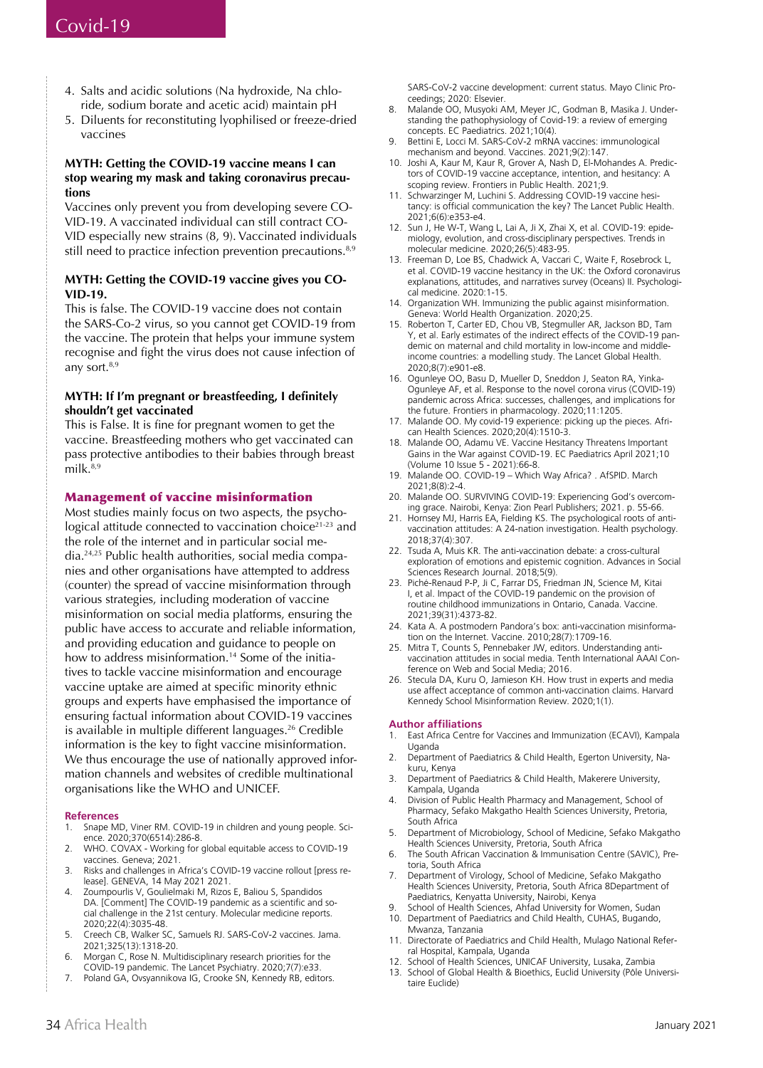4. Salts and acidic solutions (Na hydroxide, Na chloride, sodium borate and acetic acid) maintain pH
5. Diluents for reconstituting lyophilised or freeze-dried vaccines

**MYTH: Getting the COVID-19 vaccine means I can stop wearing my mask and taking coronavirus precautions**

Vaccines only prevent you from developing severe COVID-19. A vaccinated individual can still contract COVID especially new strains (8, 9). Vaccinated individuals still need to practice infection prevention precautions.[8,9]

**MYTH: Getting the COVID-19 vaccine gives you COVID-19.**

This is false. The COVID-19 vaccine does not contain the SARS-Co-2 virus, so you cannot get COVID-19 from the vaccine. The protein that helps your immune system recognise and fight the virus does not cause infection of any sort.[8,9]

**MYTH: If I'm pregnant or breastfeeding, I definitely shouldn't get vaccinated**

This is False. It is fine for pregnant women to get the vaccine. Breastfeeding mothers who get vaccinated can pass protective antibodies to their babies through breast milk.[8,9]

## Management of vaccine misinformation

Most studies mainly focus on two aspects, the psychological attitude connected to vaccination choice[21-23] and the role of the internet and in particular social media.[24,25] Public health authorities, social media companies and other organisations have attempted to address (counter) the spread of vaccine misinformation through various strategies, including moderation of vaccine misinformation on social media platforms, ensuring the public have access to accurate and reliable information, and providing education and guidance to people on how to address misinformation.[14] Some of the initiatives to tackle vaccine misinformation and encourage vaccine uptake are aimed at specific minority ethnic groups and experts have emphasised the importance of ensuring factual information about COVID-19 vaccines is available in multiple different languages.[26] Credible information is the key to fight vaccine misinformation. We thus encourage the use of nationally approved information channels and websites of credible multinational organisations like the WHO and UNICEF.

### References

1. Snape MD, Viner RM. COVID-19 in children and young people. Science. 2020;370(6514):286-8.
2. WHO. COVAX - Working for global equitable access to COVID-19 vaccines. Geneva; 2021.
3. Risks and challenges in Africa's COVID-19 vaccine rollout [press release]. GENEVA, 14 May 2021 2021.
4. Zoumpourlis V, Goulielmaki M, Rizos E, Baliou S, Spandidos DA. [Comment] The COVID-19 pandemic as a scientific and social challenge in the 21st century. Molecular medicine reports. 2020;22(4):3035-48.
5. Creech CB, Walker SC, Samuels RJ. SARS-CoV-2 vaccines. Jama. 2021;325(13):1318-20.
6. Morgan C, Rose N. Multidisciplinary research priorities for the COVID-19 pandemic. The Lancet Psychiatry. 2020;7(7):e33.
7. Poland GA, Ovsyannikova IG, Crooke SN, Kennedy RB, editors. SARS-CoV-2 vaccine development: current status. Mayo Clinic Proceedings; 2020: Elsevier.
8. Malande OO, Musyoki AM, Meyer JC, Godman B, Masika J. Understanding the pathophysiology of Covid-19: a review of emerging concepts. EC Paediatrics. 2021;10(4).
9. Bettini E, Locci M. SARS-CoV-2 mRNA vaccines: immunological mechanism and beyond. Vaccines. 2021;9(2):147.
10. Joshi A, Kaur M, Kaur R, Grover A, Nash D, El-Mohandes A. Predictors of COVID-19 vaccine acceptance, intention, and hesitancy: A scoping review. Frontiers in Public Health. 2021;9.
11. Schwarzinger M, Luchini S. Addressing COVID-19 vaccine hesitancy: is official communication the key? The Lancet Public Health. 2021;6(6):e353-e4.
12. Sun J, He W-T, Wang L, Lai A, Ji X, Zhai X, et al. COVID-19: epidemiology, evolution, and cross-disciplinary perspectives. Trends in molecular medicine. 2020;26(5):483-95.
13. Freeman D, Loe BS, Chadwick A, Vaccari C, Waite F, Rosebrock L, et al. COVID-19 vaccine hesitancy in the UK: the Oxford coronavirus explanations, attitudes, and narratives survey (Oceans) II. Psychological medicine. 2020:1-15.
14. Organization WH. Immunizing the public against misinformation. Geneva: World Health Organization. 2020;25.
15. Roberton T, Carter ED, Chou VB, Stegmuller AR, Jackson BD, Tam Y, et al. Early estimates of the indirect effects of the COVID-19 pandemic on maternal and child mortality in low-income and middle-income countries: a modelling study. The Lancet Global Health. 2020;8(7):e901-e8.
16. Ogunleye OO, Basu D, Mueller D, Sneddon J, Seaton RA, Yinka-Ogunleye AF, et al. Response to the novel corona virus (COVID-19) pandemic across Africa: successes, challenges, and implications for the future. Frontiers in pharmacology. 2020;11:1205.
17. Malande OO. My covid-19 experience: picking up the pieces. African Health Sciences. 2020;20(4):1510-3.
18. Malande OO, Adamu VE. Vaccine Hesitancy Threatens Important Gains in the War against COVID-19. EC Paediatrics April 2021;10 (Volume 10 Issue 5 - 2021):66-8.
19. Malande OO. COVID-19 – Which Way Africa? . AfSPID. March 2021;8(8):2-4.
20. Malande OO. SURVIVING COVID-19: Experiencing God's overcoming grace. Nairobi, Kenya: Zion Pearl Publishers; 2021. p. 55-66.
21. Hornsey MJ, Harris EA, Fielding KS. The psychological roots of anti-vaccination attitudes: A 24-nation investigation. Health psychology. 2018;37(4):307.
22. Tsuda A, Muis KR. The anti-vaccination debate: a cross-cultural exploration of emotions and epistemic cognition. Advances in Social Sciences Research Journal. 2018;5(9).
23. Piché-Renaud P-P, Ji C, Farrar DS, Friedman JN, Science M, Kitai I, et al. Impact of the COVID-19 pandemic on the provision of routine childhood immunizations in Ontario, Canada. Vaccine. 2021;39(31):4373-82.
24. Kata A. A postmodern Pandora's box: anti-vaccination misinformation on the Internet. Vaccine. 2010;28(7):1709-16.
25. Mitra T, Counts S, Pennebaker JW, editors. Understanding anti-vaccination attitudes in social media. Tenth International AAAI Conference on Web and Social Media; 2016.
26. Stecula DA, Kuru O, Jamieson KH. How trust in experts and media use affect acceptance of common anti-vaccination claims. Harvard Kennedy School Misinformation Review. 2020;1(1).

### Author affiliations

1. East Africa Centre for Vaccines and Immunization (ECAVI), Kampala Uganda
2. Department of Paediatrics & Child Health, Egerton University, Nakuru, Kenya
3. Department of Paediatrics & Child Health, Makerere University, Kampala, Uganda
4. Division of Public Health Pharmacy and Management, School of Pharmacy, Sefako Makgatho Health Sciences University, Pretoria, South Africa
5. Department of Microbiology, School of Medicine, Sefako Makgatho Health Sciences University, Pretoria, South Africa
6. The South African Vaccination & Immunisation Centre (SAVIC), Pretoria, South Africa
7. Department of Virology, School of Medicine, Sefako Makgatho Health Sciences University, Pretoria, South Africa 8Department of Paediatrics, Kenyatta University, Nairobi, Kenya
9. School of Health Sciences, Ahfad University for Women, Sudan
10. Department of Paediatrics and Child Health, CUHAS, Bugando, Mwanza, Tanzania
11. Directorate of Paediatrics and Child Health, Mulago National Referral Hospital, Kampala, Uganda
12. School of Health Sciences, UNICAF University, Lusaka, Zambia
13. School of Global Health & Bioethics, Euclid University (Pôle Universitaire Euclide)